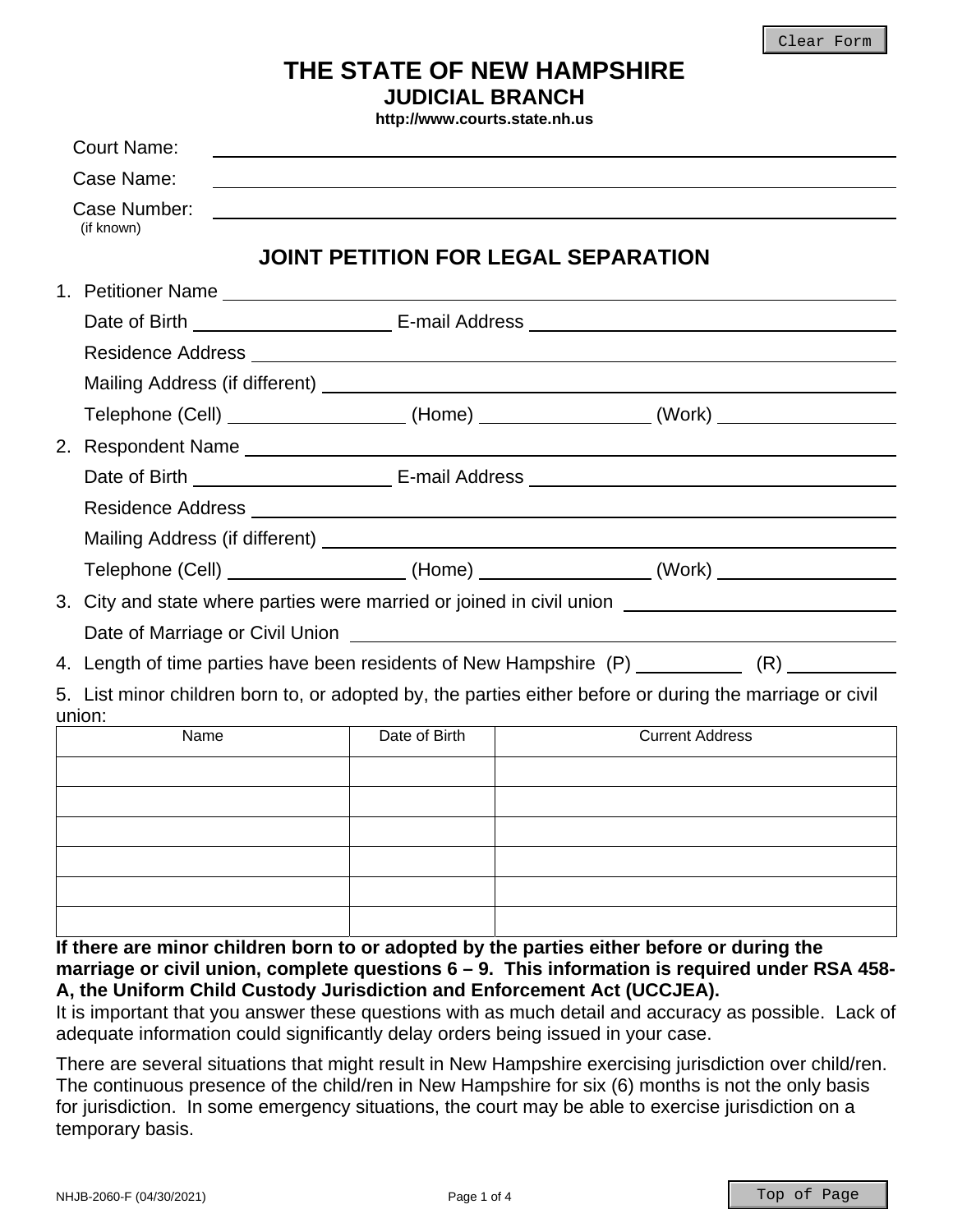# THE STATE OF NEW HAMPSHIRE
## JUDICIAL BRANCH
**http://www.courts.state.nh.us**

Court Name: ______________________________

Case Name: ______________________________

Case Number: ______________________________
(if known)

## JOINT PETITION FOR LEGAL SEPARATION

1. Petitioner Name ______________________________

   Date of Birth ______________ E-mail Address ______________________________

   Residence Address ______________________________

   Mailing Address (if different) ______________________________

   Telephone (Cell) ______________ (Home) ______________ (Work) ______________

2. Respondent Name ______________________________

   Date of Birth ______________ E-mail Address ______________________________

   Residence Address ______________________________

   Mailing Address (if different) ______________________________

   Telephone (Cell) ______________ (Home) ______________ (Work) ______________

3. City and state where parties were married or joined in civil union ______________________________

   Date of Marriage or Civil Union ______________________________

4. Length of time parties have been residents of New Hampshire (P) __________ (R) __________

5. List minor children born to, or adopted by, the parties either before or during the marriage or civil union:

| Name | Date of Birth | Current Address |
|---|---|---|
| | | |
| | | |
| | | |
| | | |
| | | |
| | | |

**If there are minor children born to or adopted by the parties either before or during the marriage or civil union, complete questions 6 – 9. This information is required under RSA 458-A, the Uniform Child Custody Jurisdiction and Enforcement Act (UCCJEA).**
It is important that you answer these questions with as much detail and accuracy as possible. Lack of adequate information could significantly delay orders being issued in your case.

There are several situations that might result in New Hampshire exercising jurisdiction over child/ren. The continuous presence of the child/ren in New Hampshire for six (6) months is not the only basis for jurisdiction. In some emergency situations, the court may be able to exercise jurisdiction on a temporary basis.

NHJB-2060-F (04/30/2021)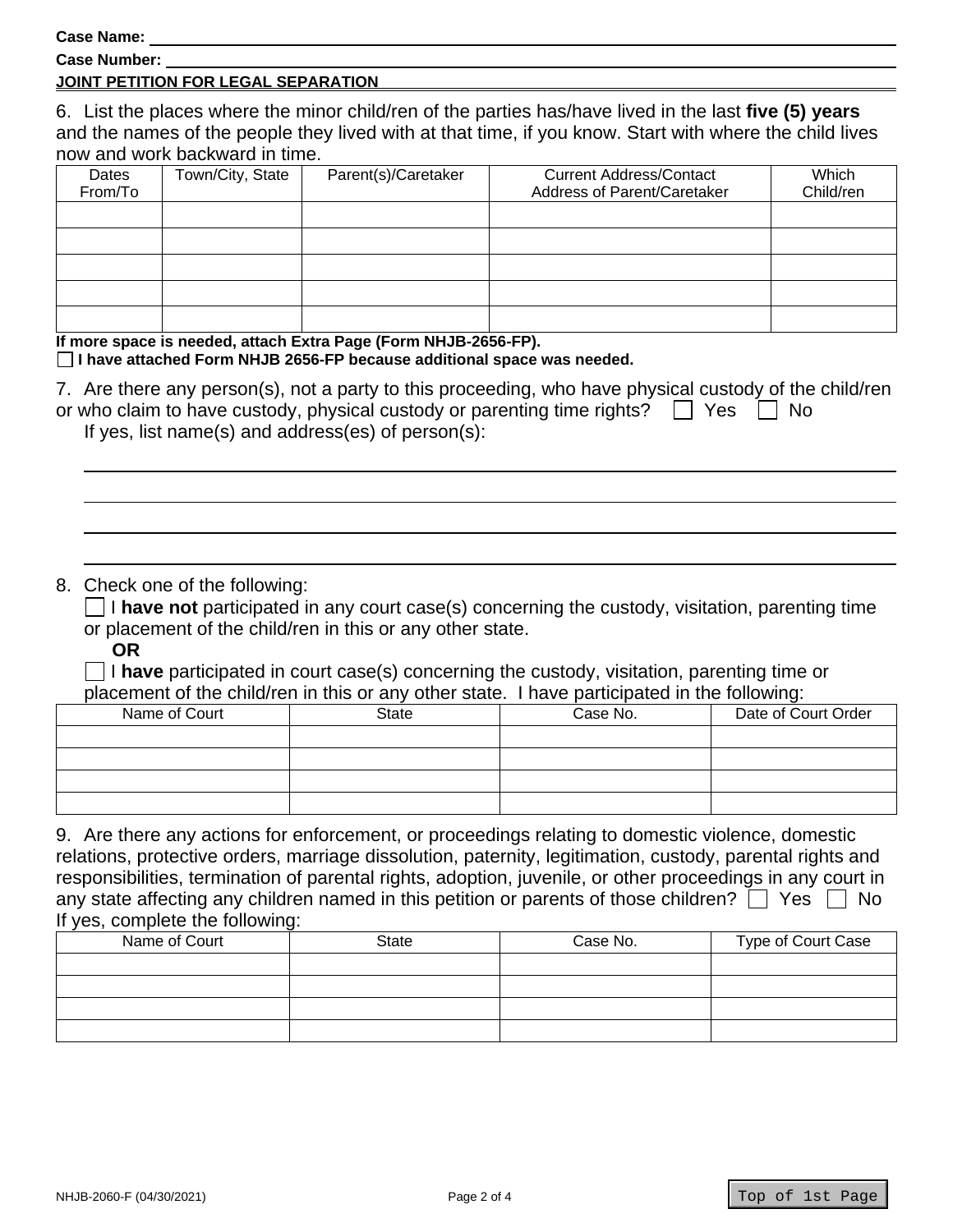Case Name: ______________________

Case Number: ______________________

**JOINT PETITION FOR LEGAL SEPARATION**

6. List the places where the minor child/ren of the parties has/have lived in the last **five (5) years** and the names of the people they lived with at that time, if you know. Start with where the child lives now and work backward in time.

| Dates From/To | Town/City, State | Parent(s)/Caretaker | Current Address/Contact Address of Parent/Caretaker | Which Child/ren |
|---|---|---|---|---|
| | | | | |
| | | | | |
| | | | | |
| | | | | |
| | | | | |

**If more space is needed, attach Extra Page (Form NHJB-2656-FP).**

☐ **I have attached Form NHJB 2656-FP because additional space was needed.**

7. Are there any person(s), not a party to this proceeding, who have physical custody of the child/ren or who claim to have custody, physical custody or parenting time rights? ☐ Yes ☐ No

If yes, list name(s) and address(es) of person(s):

______________________

______________________

______________________

______________________

8. Check one of the following:

☐ I **have not** participated in any court case(s) concerning the custody, visitation, parenting time or placement of the child/ren in this or any other state.

**OR**

☐ I **have** participated in court case(s) concerning the custody, visitation, parenting time or placement of the child/ren in this or any other state. I have participated in the following:

| Name of Court | State | Case No. | Date of Court Order |
|---|---|---|---|
| | | | |
| | | | |
| | | | |
| | | | |

9. Are there any actions for enforcement, or proceedings relating to domestic violence, domestic relations, protective orders, marriage dissolution, paternity, legitimation, custody, parental rights and responsibilities, termination of parental rights, adoption, juvenile, or other proceedings in any court in any state affecting any children named in this petition or parents of those children? ☐ Yes ☐ No

If yes, complete the following:

| Name of Court | State | Case No. | Type of Court Case |
|---|---|---|---|
| | | | |
| | | | |
| | | | |
| | | | |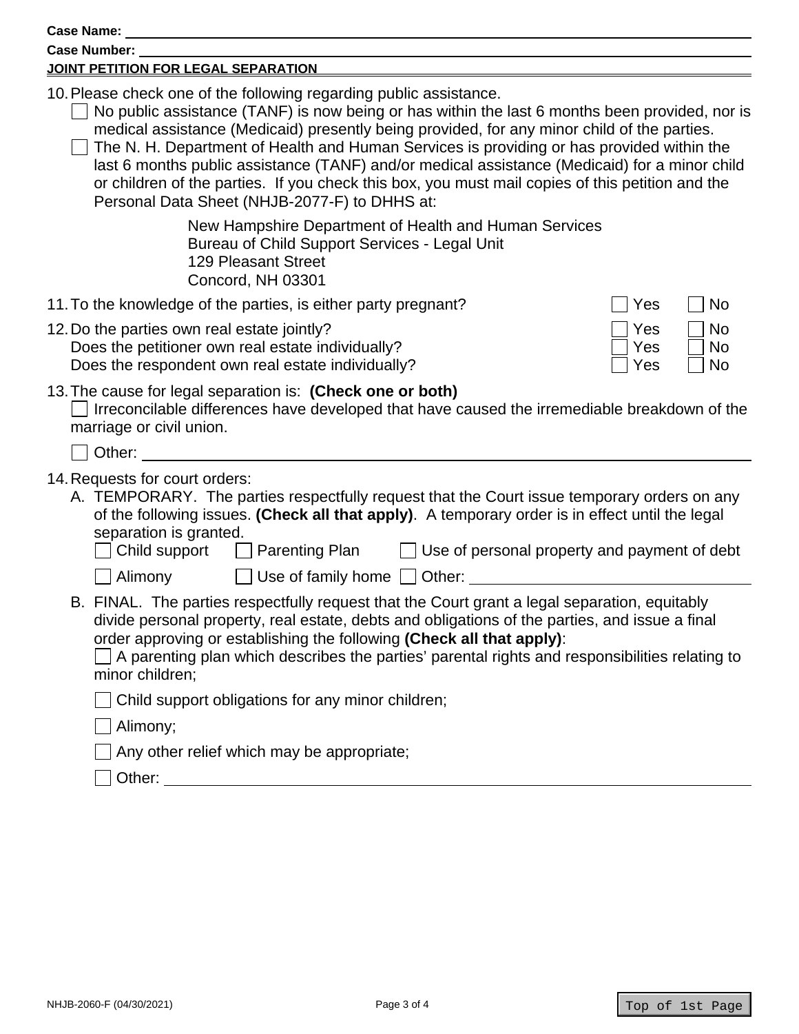Case Name: \_\_\_\_\_\_\_\_\_\_

Case Number: \_\_\_\_\_\_\_\_\_\_

**JOINT PETITION FOR LEGAL SEPARATION**

10. Please check one of the following regarding public assistance.
    - ☐ No public assistance (TANF) is now being or has within the last 6 months been provided, nor is medical assistance (Medicaid) presently being provided, for any minor child of the parties.
    - ☐ The N. H. Department of Health and Human Services is providing or has provided within the last 6 months public assistance (TANF) and/or medical assistance (Medicaid) for a minor child or children of the parties. If you check this box, you must mail copies of this petition and the Personal Data Sheet (NHJB-2077-F) to DHHS at:

      New Hampshire Department of Health and Human Services
      Bureau of Child Support Services - Legal Unit
      129 Pleasant Street
      Concord, NH 03301

11. To the knowledge of the parties, is either party pregnant? ☐ Yes ☐ No

12. Do the parties own real estate jointly? ☐ Yes ☐ No
    Does the petitioner own real estate individually? ☐ Yes ☐ No
    Does the respondent own real estate individually? ☐ Yes ☐ No

13. The cause for legal separation is: **(Check one or both)**
    - ☐ Irreconcilable differences have developed that have caused the irremediable breakdown of the marriage or civil union.
    - ☐ Other: \_\_\_\_\_\_\_\_\_\_

14. Requests for court orders:
    - A. TEMPORARY. The parties respectfully request that the Court issue temporary orders on any of the following issues. **(Check all that apply)**. A temporary order is in effect until the legal separation is granted.
      - ☐ Child support ☐ Parenting Plan ☐ Use of personal property and payment of debt
      - ☐ Alimony ☐ Use of family home ☐ Other: \_\_\_\_\_\_\_\_\_\_
    - B. FINAL. The parties respectfully request that the Court grant a legal separation, equitably divide personal property, real estate, debts and obligations of the parties, and issue a final order approving or establishing the following **(Check all that apply)**:
      - ☐ A parenting plan which describes the parties' parental rights and responsibilities relating to minor children;
      - ☐ Child support obligations for any minor children;
      - ☐ Alimony;
      - ☐ Any other relief which may be appropriate;
      - ☐ Other: \_\_\_\_\_\_\_\_\_\_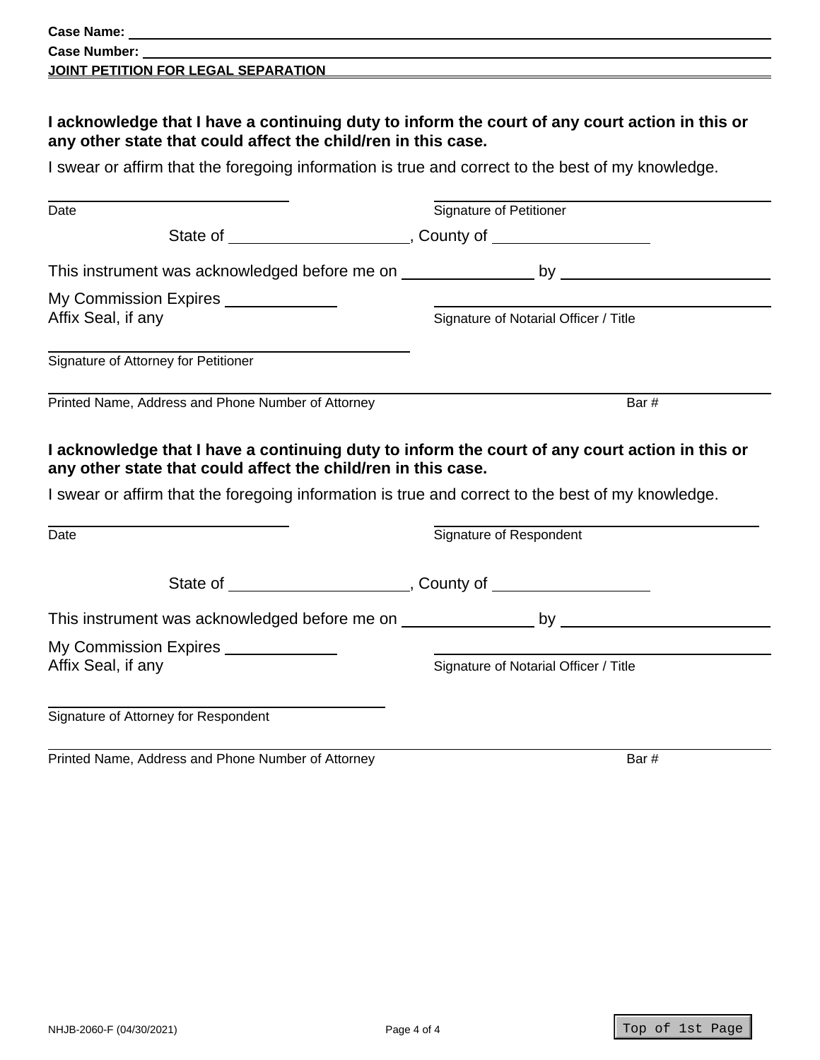Case Name: \_\_\_\_\_\_\_\_\_\_\_\_\_\_\_\_\_\_\_\_\_\_\_\_\_\_\_\_\_\_\_\_\_\_\_\_\_\_\_\_

Case Number: \_\_\_\_\_\_\_\_\_\_\_\_\_\_\_\_\_\_\_\_\_\_\_\_\_\_\_\_\_\_\_\_\_\_\_\_\_\_\_\_

**JOINT PETITION FOR LEGAL SEPARATION**

**I acknowledge that I have a continuing duty to inform the court of any court action in this or any other state that could affect the child/ren in this case.**

I swear or affirm that the foregoing information is true and correct to the best of my knowledge.

\_\_\_\_\_\_\_\_\_\_\_\_\_\_\_\_\_\_\_\_\_\_\_\_\_\_ \_\_\_\_\_\_\_\_\_\_\_\_\_\_\_\_\_\_\_\_\_\_\_\_\_\_\_\_\_\_\_\_\_\_
Date Signature of Petitioner

State of \_\_\_\_\_\_\_\_\_\_\_\_\_\_\_\_\_\_\_\_, County of \_\_\_\_\_\_\_\_\_\_\_\_\_\_\_\_\_\_

This instrument was acknowledged before me on \_\_\_\_\_\_\_\_\_\_\_\_\_\_\_ by \_\_\_\_\_\_\_\_\_\_\_\_\_\_\_\_\_\_\_\_\_\_\_\_

My Commission Expires \_\_\_\_\_\_\_\_\_\_\_\_\_
Affix Seal, if any

\_\_\_\_\_\_\_\_\_\_\_\_\_\_\_\_\_\_\_\_\_\_\_\_\_\_\_\_\_\_\_\_\_\_\_\_\_\_
Signature of Notarial Officer / Title

\_\_\_\_\_\_\_\_\_\_\_\_\_\_\_\_\_\_\_\_\_\_\_\_\_\_\_\_\_\_\_\_\_\_\_\_\_\_\_\_
Signature of Attorney for Petitioner

\_\_\_\_\_\_\_\_\_\_\_\_\_\_\_\_\_\_\_\_\_\_\_\_\_\_\_\_\_\_\_\_\_\_\_\_\_\_\_\_\_\_\_\_\_\_\_\_\_\_\_\_\_\_\_\_\_\_\_\_\_\_\_\_\_\_\_\_\_\_\_\_\_\_\_\_\_\_
Printed Name, Address and Phone Number of Attorney Bar #

**I acknowledge that I have a continuing duty to inform the court of any court action in this or any other state that could affect the child/ren in this case.**

I swear or affirm that the foregoing information is true and correct to the best of my knowledge.

\_\_\_\_\_\_\_\_\_\_\_\_\_\_\_\_\_\_\_\_\_\_\_\_\_\_ \_\_\_\_\_\_\_\_\_\_\_\_\_\_\_\_\_\_\_\_\_\_\_\_\_\_\_\_\_\_\_\_\_\_
Date Signature of Respondent

State of \_\_\_\_\_\_\_\_\_\_\_\_\_\_\_\_\_\_\_\_, County of \_\_\_\_\_\_\_\_\_\_\_\_\_\_\_\_\_\_

This instrument was acknowledged before me on \_\_\_\_\_\_\_\_\_\_\_\_\_\_\_ by \_\_\_\_\_\_\_\_\_\_\_\_\_\_\_\_\_\_\_\_\_\_\_\_

My Commission Expires \_\_\_\_\_\_\_\_\_\_\_\_\_
Affix Seal, if any

\_\_\_\_\_\_\_\_\_\_\_\_\_\_\_\_\_\_\_\_\_\_\_\_\_\_\_\_\_\_\_\_\_\_\_\_\_\_
Signature of Notarial Officer / Title

\_\_\_\_\_\_\_\_\_\_\_\_\_\_\_\_\_\_\_\_\_\_\_\_\_\_\_\_\_\_\_\_\_\_\_\_\_\_\_\_
Signature of Attorney for Respondent

\_\_\_\_\_\_\_\_\_\_\_\_\_\_\_\_\_\_\_\_\_\_\_\_\_\_\_\_\_\_\_\_\_\_\_\_\_\_\_\_\_\_\_\_\_\_\_\_\_\_\_\_\_\_\_\_\_\_\_\_\_\_\_\_\_\_\_\_\_\_\_\_\_\_\_\_\_\_
Printed Name, Address and Phone Number of Attorney Bar #

NHJB-2060-F (04/30/2021)

Top of 1st Page